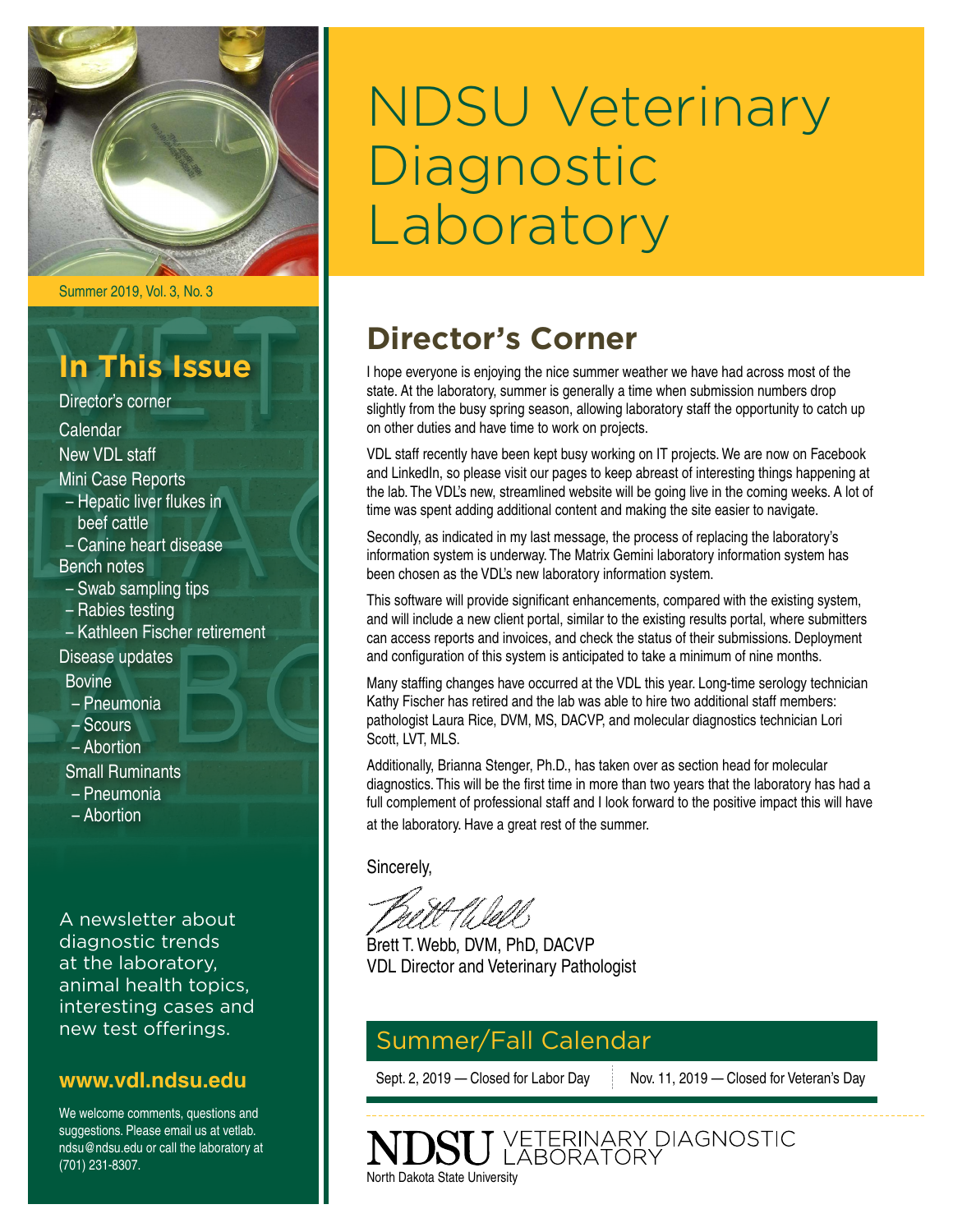# NDSU Veterinary Diagnostic Laboratory

Summer 2019, Vol. 3, No. 3

## In This Issue

- Director's corner
- Calendar
- New VDL staff
- Mini Case Reports
  - Hepatic liver flukes in beef cattle
  - Canine heart disease
- Bench notes
  - Swab sampling tips
  - Rabies testing
  - Kathleen Fischer retirement
- Disease updates
  - Bovine
    - Pneumonia
    - Scours
    - Abortion
  - Small Ruminants
    - Pneumonia
    - Abortion

A newsletter about diagnostic trends at the laboratory, animal health topics, interesting cases and new test offerings.

**www.vdl.ndsu.edu**

We welcome comments, questions and suggestions. Please email us at vetlab.ndsu@ndsu.edu or call the laboratory at (701) 231-8307.

## Director's Corner

I hope everyone is enjoying the nice summer weather we have had across most of the state. At the laboratory, summer is generally a time when submission numbers drop slightly from the busy spring season, allowing laboratory staff the opportunity to catch up on other duties and have time to work on projects.

VDL staff recently have been kept busy working on IT projects. We are now on Facebook and LinkedIn, so please visit our pages to keep abreast of interesting things happening at the lab. The VDL's new, streamlined website will be going live in the coming weeks. A lot of time was spent adding additional content and making the site easier to navigate.

Secondly, as indicated in my last message, the process of replacing the laboratory's information system is underway. The Matrix Gemini laboratory information system has been chosen as the VDL's new laboratory information system.

This software will provide significant enhancements, compared with the existing system, and will include a new client portal, similar to the existing results portal, where submitters can access reports and invoices, and check the status of their submissions. Deployment and configuration of this system is anticipated to take a minimum of nine months.

Many staffing changes have occurred at the VDL this year. Long-time serology technician Kathy Fischer has retired and the lab was able to hire two additional staff members: pathologist Laura Rice, DVM, MS, DACVP, and molecular diagnostics technician Lori Scott, LVT, MLS.

Additionally, Brianna Stenger, Ph.D., has taken over as section head for molecular diagnostics. This will be the first time in more than two years that the laboratory has had a full complement of professional staff and I look forward to the positive impact this will have at the laboratory. Have a great rest of the summer.

Sincerely,

Brett T. Webb, DVM, PhD, DACVP
VDL Director and Veterinary Pathologist

## Summer/Fall Calendar

Sept. 2, 2019 — Closed for Labor Day

Nov. 11, 2019 — Closed for Veteran's Day

NDSU VETERINARY DIAGNOSTIC LABORATORY
North Dakota State University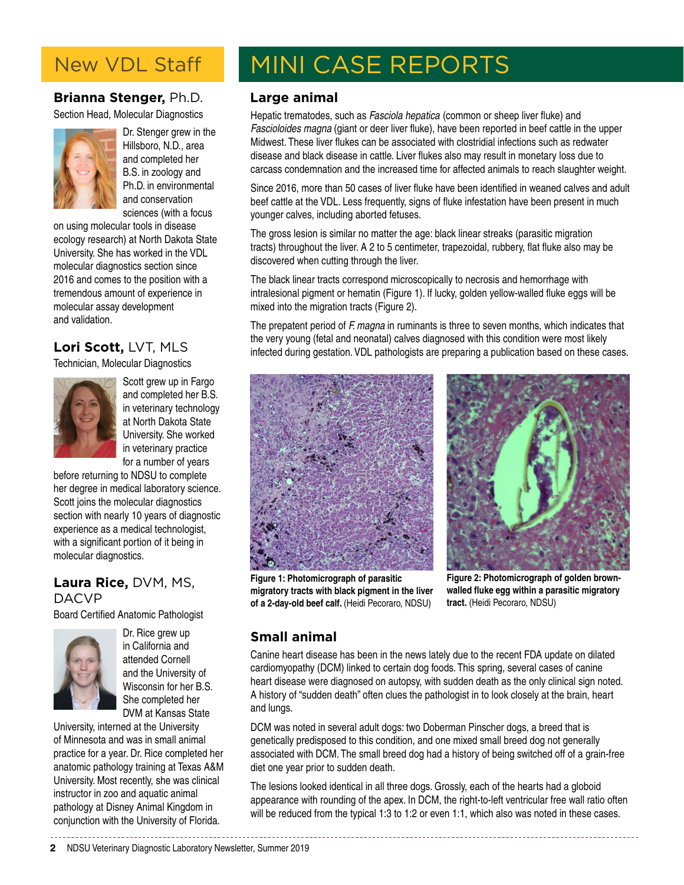# New VDL Staff

### **Brianna Stenger,** Ph.D.

Section Head, Molecular Diagnostics

Dr. Stenger grew in the Hillsboro, N.D., area and completed her B.S. in zoology and Ph.D. in environmental and conservation sciences (with a focus on using molecular tools in disease ecology research) at North Dakota State University. She has worked in the VDL molecular diagnostics section since 2016 and comes to the position with a tremendous amount of experience in molecular assay development and validation.

### **Lori Scott,** LVT, MLS

Technician, Molecular Diagnostics

Scott grew up in Fargo and completed her B.S. in veterinary technology at North Dakota State University. She worked in veterinary practice for a number of years before returning to NDSU to complete her degree in medical laboratory science. Scott joins the molecular diagnostics section with nearly 10 years of diagnostic experience as a medical technologist, with a significant portion of it being in molecular diagnostics.

### **Laura Rice,** DVM, MS, DACVP

Board Certified Anatomic Pathologist

Dr. Rice grew up in California and attended Cornell and the University of Wisconsin for her B.S. She completed her DVM at Kansas State University, interned at the University of Minnesota and was in small animal practice for a year. Dr. Rice completed her anatomic pathology training at Texas A&M University. Most recently, she was clinical instructor in zoo and aquatic animal pathology at Disney Animal Kingdom in conjunction with the University of Florida.

# MINI CASE REPORTS

## Large animal

Hepatic trematodes, such as *Fasciola hepatica* (common or sheep liver fluke) and *Fascioloides magna* (giant or deer liver fluke), have been reported in beef cattle in the upper Midwest. These liver flukes can be associated with clostridial infections such as redwater disease and black disease in cattle. Liver flukes also may result in monetary loss due to carcass condemnation and the increased time for affected animals to reach slaughter weight.

Since 2016, more than 50 cases of liver fluke have been identified in weaned calves and adult beef cattle at the VDL. Less frequently, signs of fluke infestation have been present in much younger calves, including aborted fetuses.

The gross lesion is similar no matter the age: black linear streaks (parasitic migration tracts) throughout the liver. A 2 to 5 centimeter, trapezoidal, rubbery, flat fluke also may be discovered when cutting through the liver.

The black linear tracts correspond microscopically to necrosis and hemorrhage with intralesional pigment or hematin (Figure 1). If lucky, golden yellow-walled fluke eggs will be mixed into the migration tracts (Figure 2).

The prepatent period of *F. magna* in ruminants is three to seven months, which indicates that the very young (fetal and neonatal) calves diagnosed with this condition were most likely infected during gestation. VDL pathologists are preparing a publication based on these cases.

**Figure 1: Photomicrograph of parasitic migratory tracts with black pigment in the liver of a 2-day-old beef calf.** (Heidi Pecoraro, NDSU)

**Figure 2: Photomicrograph of golden brown-walled fluke egg within a parasitic migratory tract.** (Heidi Pecoraro, NDSU)

## Small animal

Canine heart disease has been in the news lately due to the recent FDA update on dilated cardiomyopathy (DCM) linked to certain dog foods. This spring, several cases of canine heart disease were diagnosed on autopsy, with sudden death as the only clinical sign noted. A history of "sudden death" often clues the pathologist in to look closely at the brain, heart and lungs.

DCM was noted in several adult dogs: two Doberman Pinscher dogs, a breed that is genetically predisposed to this condition, and one mixed small breed dog not generally associated with DCM. The small breed dog had a history of being switched off of a grain-free diet one year prior to sudden death.

The lesions looked identical in all three dogs. Grossly, each of the hearts had a globoid appearance with rounding of the apex. In DCM, the right-to-left ventricular free wall ratio often will be reduced from the typical 1:3 to 1:2 or even 1:1, which also was noted in these cases.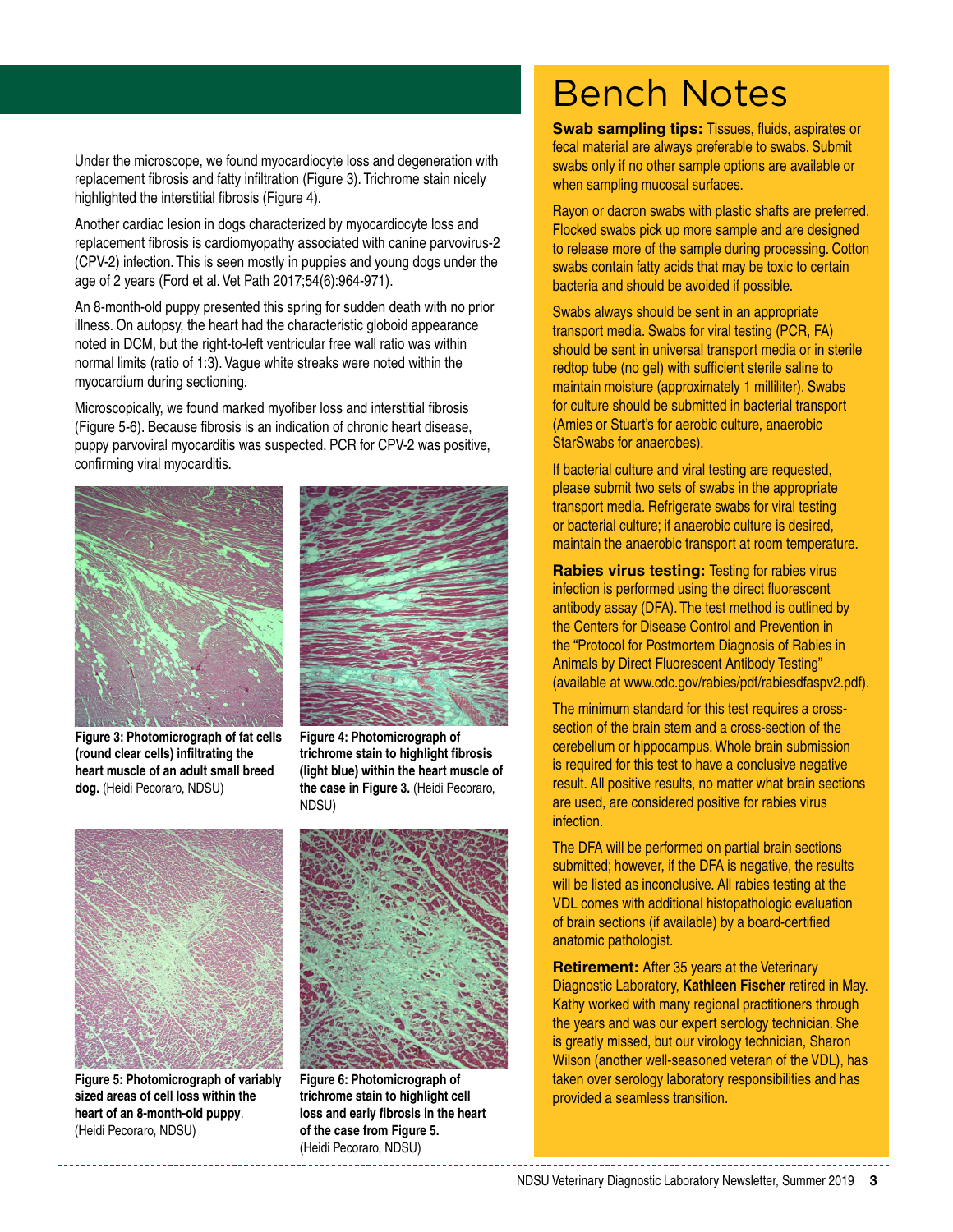Under the microscope, we found myocardiocyte loss and degeneration with replacement fibrosis and fatty infiltration (Figure 3). Trichrome stain nicely highlighted the interstitial fibrosis (Figure 4).

Another cardiac lesion in dogs characterized by myocardiocyte loss and replacement fibrosis is cardiomyopathy associated with canine parvovirus-2 (CPV-2) infection. This is seen mostly in puppies and young dogs under the age of 2 years (Ford et al. Vet Path 2017;54(6):964-971).

An 8-month-old puppy presented this spring for sudden death with no prior illness. On autopsy, the heart had the characteristic globoid appearance noted in DCM, but the right-to-left ventricular free wall ratio was within normal limits (ratio of 1:3). Vague white streaks were noted within the myocardium during sectioning.

Microscopically, we found marked myofiber loss and interstitial fibrosis (Figure 5-6). Because fibrosis is an indication of chronic heart disease, puppy parvoviral myocarditis was suspected. PCR for CPV-2 was positive, confirming viral myocarditis.

**Figure 3: Photomicrograph of fat cells (round clear cells) infiltrating the heart muscle of an adult small breed dog.** (Heidi Pecoraro, NDSU)

**Figure 4: Photomicrograph of trichrome stain to highlight fibrosis (light blue) within the heart muscle of the case in Figure 3.** (Heidi Pecoraro, NDSU)

**Figure 5: Photomicrograph of variably sized areas of cell loss within the heart of an 8-month-old puppy**. (Heidi Pecoraro, NDSU)

**Figure 6: Photomicrograph of trichrome stain to highlight cell loss and early fibrosis in the heart of the case from Figure 5.** (Heidi Pecoraro, NDSU)

# Bench Notes

**Swab sampling tips:** Tissues, fluids, aspirates or fecal material are always preferable to swabs. Submit swabs only if no other sample options are available or when sampling mucosal surfaces.

Rayon or dacron swabs with plastic shafts are preferred. Flocked swabs pick up more sample and are designed to release more of the sample during processing. Cotton swabs contain fatty acids that may be toxic to certain bacteria and should be avoided if possible.

Swabs always should be sent in an appropriate transport media. Swabs for viral testing (PCR, FA) should be sent in universal transport media or in sterile redtop tube (no gel) with sufficient sterile saline to maintain moisture (approximately 1 milliliter). Swabs for culture should be submitted in bacterial transport (Amies or Stuart's for aerobic culture, anaerobic StarSwabs for anaerobes).

If bacterial culture and viral testing are requested, please submit two sets of swabs in the appropriate transport media. Refrigerate swabs for viral testing or bacterial culture; if anaerobic culture is desired, maintain the anaerobic transport at room temperature.

**Rabies virus testing:** Testing for rabies virus infection is performed using the direct fluorescent antibody assay (DFA). The test method is outlined by the Centers for Disease Control and Prevention in the "Protocol for Postmortem Diagnosis of Rabies in Animals by Direct Fluorescent Antibody Testing" (available at www.cdc.gov/rabies/pdf/rabiesdfaspv2.pdf).

The minimum standard for this test requires a cross-section of the brain stem and a cross-section of the cerebellum or hippocampus. Whole brain submission is required for this test to have a conclusive negative result. All positive results, no matter what brain sections are used, are considered positive for rabies virus infection.

The DFA will be performed on partial brain sections submitted; however, if the DFA is negative, the results will be listed as inconclusive. All rabies testing at the VDL comes with additional histopathologic evaluation of brain sections (if available) by a board-certified anatomic pathologist.

**Retirement:** After 35 years at the Veterinary Diagnostic Laboratory, **Kathleen Fischer** retired in May. Kathy worked with many regional practitioners through the years and was our expert serology technician. She is greatly missed, but our virology technician, Sharon Wilson (another well-seasoned veteran of the VDL), has taken over serology laboratory responsibilities and has provided a seamless transition.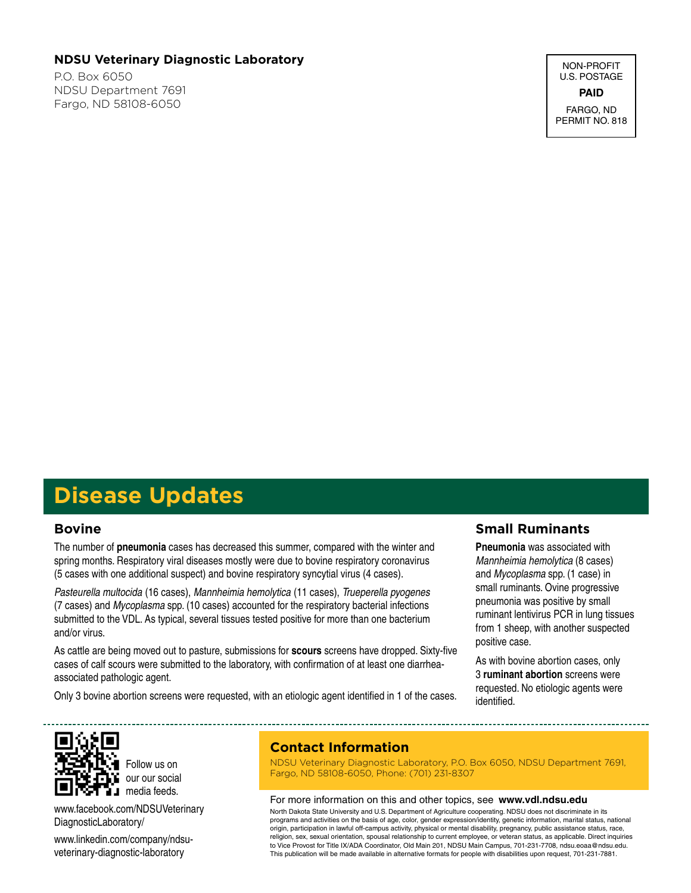**NDSU Veterinary Diagnostic Laboratory**
P.O. Box 6050
NDSU Department 7691
Fargo, ND 58108-6050

NON-PROFIT
U.S. POSTAGE
**PAID**
FARGO, ND
PERMIT NO. 818

# Disease Updates

## Bovine

The number of **pneumonia** cases has decreased this summer, compared with the winter and spring months. Respiratory viral diseases mostly were due to bovine respiratory coronavirus (5 cases with one additional suspect) and bovine respiratory syncytial virus (4 cases).

*Pasteurella multocida* (16 cases), *Mannheimia hemolytica* (11 cases), *Trueperella pyogenes* (7 cases) and *Mycoplasma* spp. (10 cases) accounted for the respiratory bacterial infections submitted to the VDL. As typical, several tissues tested positive for more than one bacterium and/or virus.

As cattle are being moved out to pasture, submissions for **scours** screens have dropped. Sixty-five cases of calf scours were submitted to the laboratory, with confirmation of at least one diarrhea-associated pathologic agent.

Only 3 bovine abortion screens were requested, with an etiologic agent identified in 1 of the cases.

## Small Ruminants

**Pneumonia** was associated with *Mannheimia hemolytica* (8 cases) and *Mycoplasma* spp. (1 case) in small ruminants. Ovine progressive pneumonia was positive by small ruminant lentivirus PCR in lung tissues from 1 sheep, with another suspected positive case.

As with bovine abortion cases, only 3 **ruminant abortion** screens were requested. No etiologic agents were identified.

Follow us on our our social media feeds.

www.facebook.com/NDSUVeterinaryDiagnosticLaboratory/

www.linkedin.com/company/ndsu-veterinary-diagnostic-laboratory

## Contact Information

NDSU Veterinary Diagnostic Laboratory, P.O. Box 6050, NDSU Department 7691, Fargo, ND 58108-6050, Phone: (701) 231-8307

For more information on this and other topics, see **www.vdl.ndsu.edu**

North Dakota State University and U.S. Department of Agriculture cooperating. NDSU does not discriminate in its programs and activities on the basis of age, color, gender expression/identity, genetic information, marital status, national origin, participation in lawful off-campus activity, physical or mental disability, pregnancy, public assistance status, race, religion, sex, sexual orientation, spousal relationship to current employee, or veteran status, as applicable. Direct inquiries to Vice Provost for Title IX/ADA Coordinator, Old Main 201, NDSU Main Campus, 701-231-7708, ndsu.eoaa@ndsu.edu. This publication will be made available in alternative formats for people with disabilities upon request, 701-231-7881.